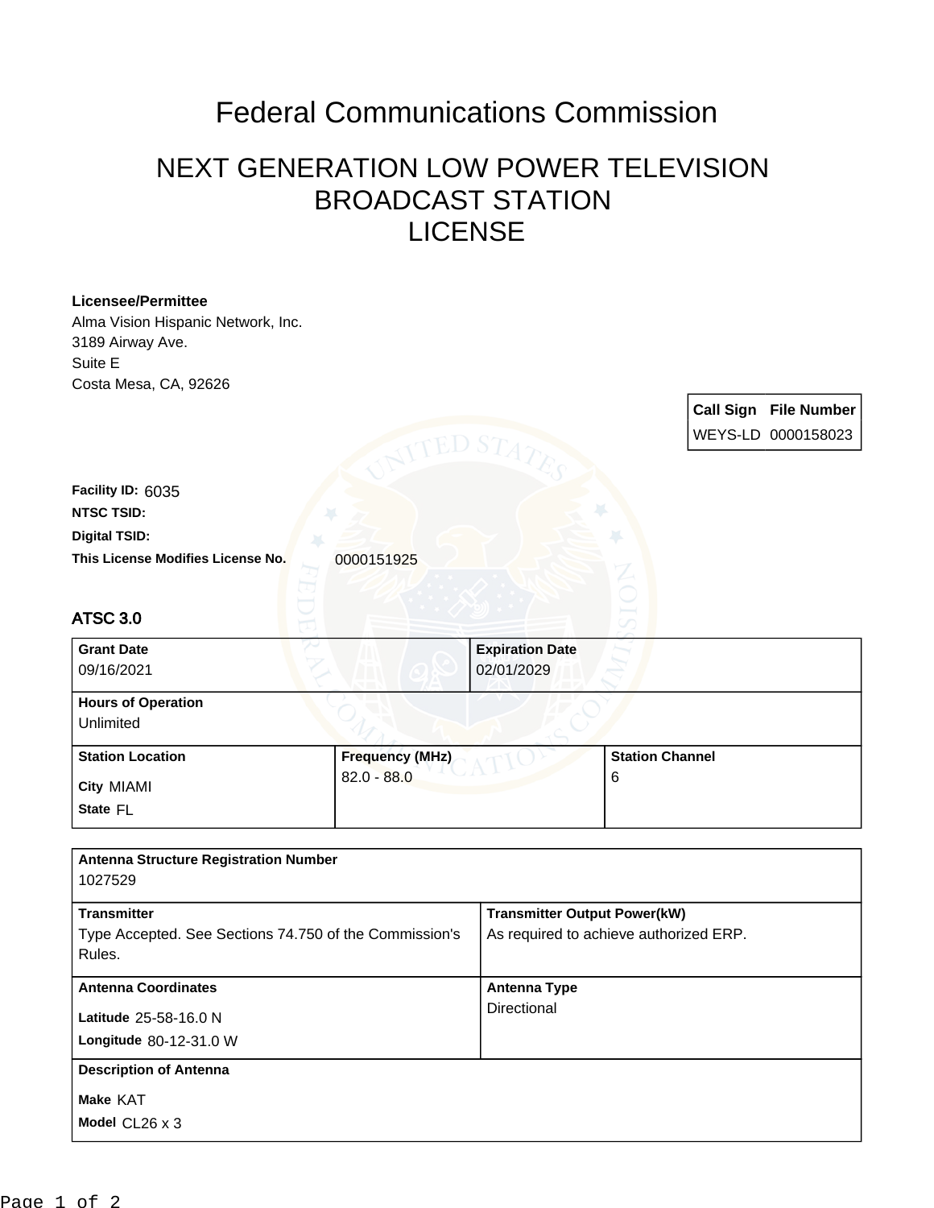# Federal Communications Commission

## NEXT GENERATION LOW POWER TELEVISION BROADCAST STATION LICENSE

**Licensee/Permittee**
Alma Vision Hispanic Network, Inc.
3189 Airway Ave.
Suite E
Costa Mesa, CA, 92626

| Call Sign | File Number |
| --- | --- |
| WEYS-LD | 0000158023 |

**Facility ID:** 6035

**NTSC TSID:**

**Digital TSID:**

**This License Modifies License No.** 0000151925

### ATSC 3.0

| Grant Date | Expiration Date |
| --- | --- |
| 09/16/2021 | 02/01/2029 |

**Hours of Operation**
Unlimited

| Station Location | Frequency (MHz) | Station Channel |
| --- | --- | --- |
| City MIAMI<br>State FL | 82.0 - 88.0 | 6 |

**Antenna Structure Registration Number**
1027529

| Transmitter | Transmitter Output Power(kW) |
| --- | --- |
| Type Accepted. See Sections 74.750 of the Commission's Rules. | As required to achieve authorized ERP. |

| Antenna Coordinates | Antenna Type |
| --- | --- |
| Latitude 25-58-16.0 N<br>Longitude 80-12-31.0 W | Directional |

**Description of Antenna**
Make KAT
Model CL26 x 3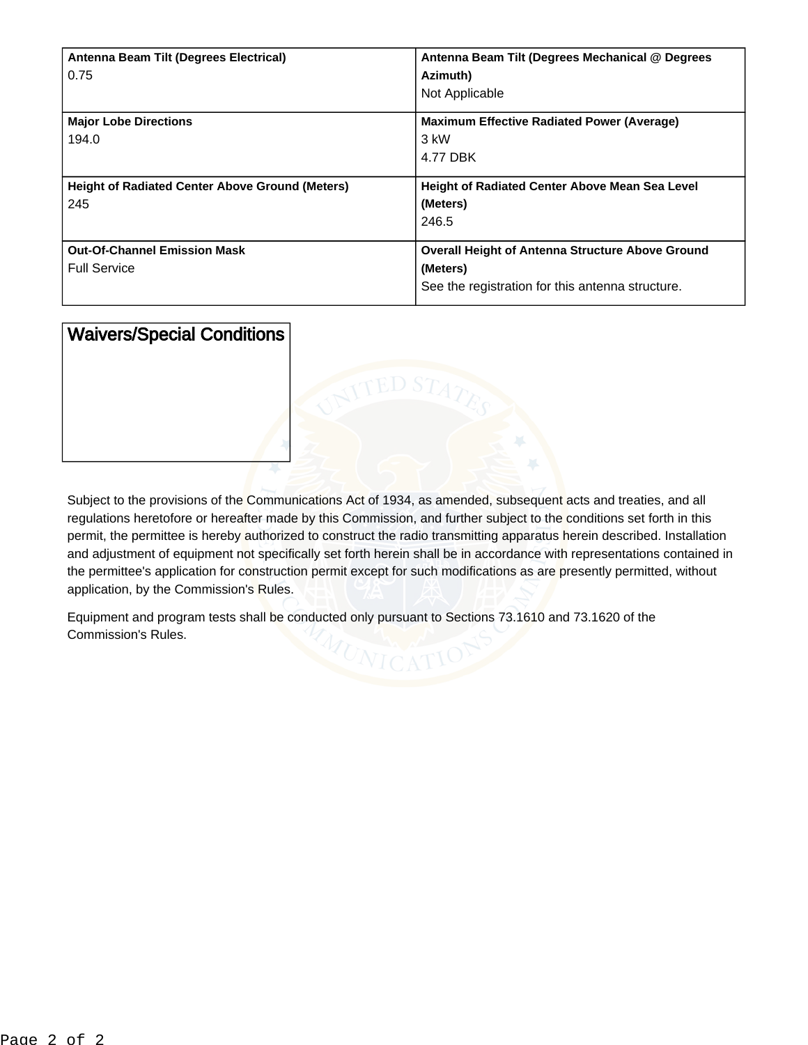| | |
|---|---|
| **Antenna Beam Tilt (Degrees Electrical)**<br>0.75 | **Antenna Beam Tilt (Degrees Mechanical @ Degrees Azimuth)**<br>Not Applicable |
| **Major Lobe Directions**<br>194.0 | **Maximum Effective Radiated Power (Average)**<br>3 kW<br>4.77 DBK |
| **Height of Radiated Center Above Ground (Meters)**<br>245 | **Height of Radiated Center Above Mean Sea Level (Meters)**<br>246.5 |
| **Out-Of-Channel Emission Mask**<br>Full Service | **Overall Height of Antenna Structure Above Ground (Meters)**<br>See the registration for this antenna structure. |

## Waivers/Special Conditions

Subject to the provisions of the Communications Act of 1934, as amended, subsequent acts and treaties, and all regulations heretofore or hereafter made by this Commission, and further subject to the conditions set forth in this permit, the permittee is hereby authorized to construct the radio transmitting apparatus herein described. Installation and adjustment of equipment not specifically set forth herein shall be in accordance with representations contained in the permittee's application for construction permit except for such modifications as are presently permitted, without application, by the Commission's Rules.

Equipment and program tests shall be conducted only pursuant to Sections 73.1610 and 73.1620 of the Commission's Rules.